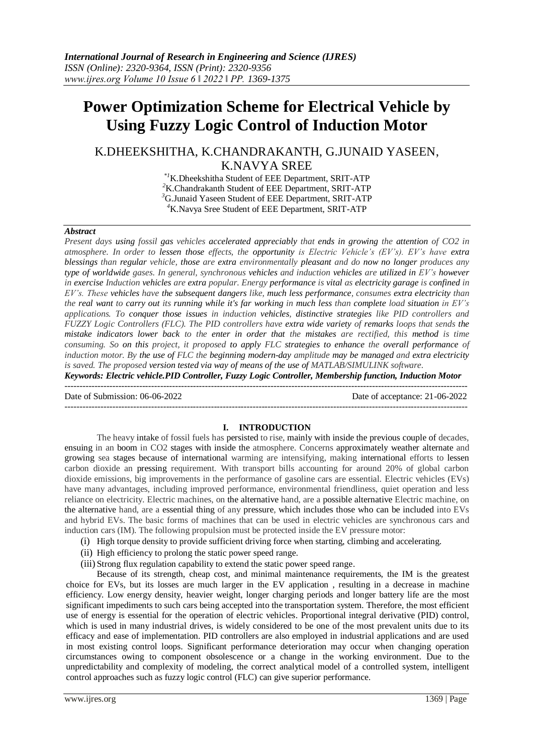**International Journal of Research in Engineering and Science (IJRES)**
*ISSN (Online): 2320-9364, ISSN (Print): 2320-9356*
*www.ijres.org Volume 10 Issue 6 ǁ 2022 ǁ PP. 1369-1375*

# Power Optimization Scheme for Electrical Vehicle by Using Fuzzy Logic Control of Induction Motor

K.DHEEKSHITHA, K.CHANDRAKANTH, G.JUNAID YASEEN, K.NAVYA SREE

[*1]K.Dheekshitha Student of EEE Department, SRIT-ATP
[2]K.Chandrakanth Student of EEE Department, SRIT-ATP
[3]G.Junaid Yaseen Student of EEE Department, SRIT-ATP
[4]K.Navya Sree Student of EEE Department, SRIT-ATP

***Abstract***

*Present days using fossil gas vehicles accelerated appreciably that ends in growing the attention of CO2 in atmosphere. In order to lessen those effects, the opportunity is Electric Vehicle's (EV's). EV's have extra blessings than regular vehicle, those are extra environmentally pleasant and do now no longer produces any type of worldwide gases. In general, synchronous vehicles and induction vehicles are utilized in EV's however in exercise Induction vehicles are extra popular. Energy performance is vital as electricity garage is confined in EV's. These vehicles have the subsequent dangers like, much less performance, consumes extra electricity than the real want to carry out its running while it's far working in much less than complete load situation in EV's applications. To conquer those issues in induction vehicles, distinctive strategies like PID controllers and FUZZY Logic Controllers (FLC). The PID controllers have extra wide variety of remarks loops that sends the mistake indicators lower back to the enter in order that the mistakes are rectified, this method is time consuming. So on this project, it proposed to apply FLC strategies to enhance the overall performance of induction motor. By the use of FLC the beginning modern-day amplitude may be managed and extra electricity is saved. The proposed version tested via way of means of the use of MATLAB/SIMULINK software.*

***Keywords: Electric vehicle.PID Controller, Fuzzy Logic Controller, Membership function, Induction Motor***

Date of Submission: 06-06-2022 Date of acceptance: 21-06-2022

## I. INTRODUCTION

The heavy intake of fossil fuels has persisted to rise, mainly with inside the previous couple of decades, ensuing in an boom in CO2 stages with inside the atmosphere. Concerns approximately weather alternate and growing sea stages because of international warming are intensifying, making international efforts to lessen carbon dioxide an pressing requirement. With transport bills accounting for around 20% of global carbon dioxide emissions, big improvements in the performance of gasoline cars are essential. Electric vehicles (EVs) have many advantages, including improved performance, environmental friendliness, quiet operation and less reliance on electricity. Electric machines, on the alternative hand, are a possible alternative Electric machine, on the alternative hand, are a essential thing of any pressure, which includes those who can be included into EVs and hybrid EVs. The basic forms of machines that can be used in electric vehicles are synchronous cars and induction cars (IM). The following propulsion must be protected inside the EV pressure motor:

(i) High torque density to provide sufficient driving force when starting, climbing and accelerating.
(ii) High efficiency to prolong the static power speed range.
(iii) Strong flux regulation capability to extend the static power speed range.

Because of its strength, cheap cost, and minimal maintenance requirements, the IM is the greatest choice for EVs, but its losses are much larger in the EV application , resulting in a decrease in machine efficiency. Low energy density, heavier weight, longer charging periods and longer battery life are the most significant impediments to such cars being accepted into the transportation system. Therefore, the most efficient use of energy is essential for the operation of electric vehicles. Proportional integral derivative (PID) control, which is used in many industrial drives, is widely considered to be one of the most prevalent units due to its efficacy and ease of implementation. PID controllers are also employed in industrial applications and are used in most existing control loops. Significant performance deterioration may occur when changing operation circumstances owing to component obsolescence or a change in the working environment. Due to the unpredictability and complexity of modeling, the correct analytical model of a controlled system, intelligent control approaches such as fuzzy logic control (FLC) can give superior performance.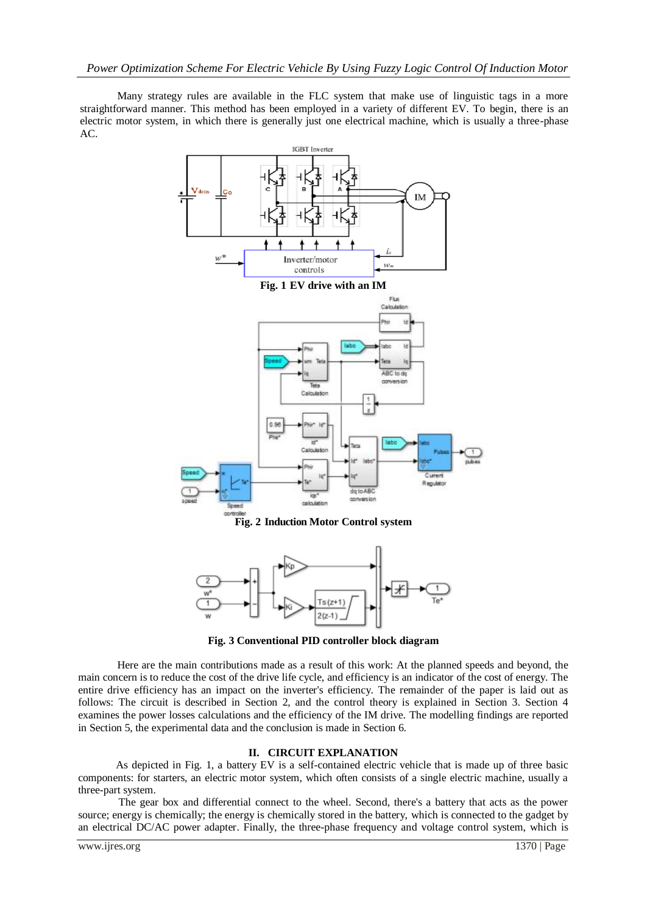Many strategy rules are available in the FLC system that make use of linguistic tags in a more straightforward manner. This method has been employed in a variety of different EV. To begin, there is an electric motor system, in which there is generally just one electrical machine, which is usually a three-phase AC.

**Fig. 1 EV drive with an IM**

**Fig. 2 Induction Motor Control system**

**Fig. 3 Conventional PID controller block diagram**

Here are the main contributions made as a result of this work: At the planned speeds and beyond, the main concern is to reduce the cost of the drive life cycle, and efficiency is an indicator of the cost of energy. The entire drive efficiency has an impact on the inverter's efficiency. The remainder of the paper is laid out as follows: The circuit is described in Section 2, and the control theory is explained in Section 3. Section 4 examines the power losses calculations and the efficiency of the IM drive. The modelling findings are reported in Section 5, the experimental data and the conclusion is made in Section 6.

## II. CIRCUIT EXPLANATION

As depicted in Fig. 1, a battery EV is a self-contained electric vehicle that is made up of three basic components: for starters, an electric motor system, which often consists of a single electric machine, usually a three-part system.

The gear box and differential connect to the wheel. Second, there's a battery that acts as the power source; energy is chemically; the energy is chemically stored in the battery, which is connected to the gadget by an electrical DC/AC power adapter. Finally, the three-phase frequency and voltage control system, which is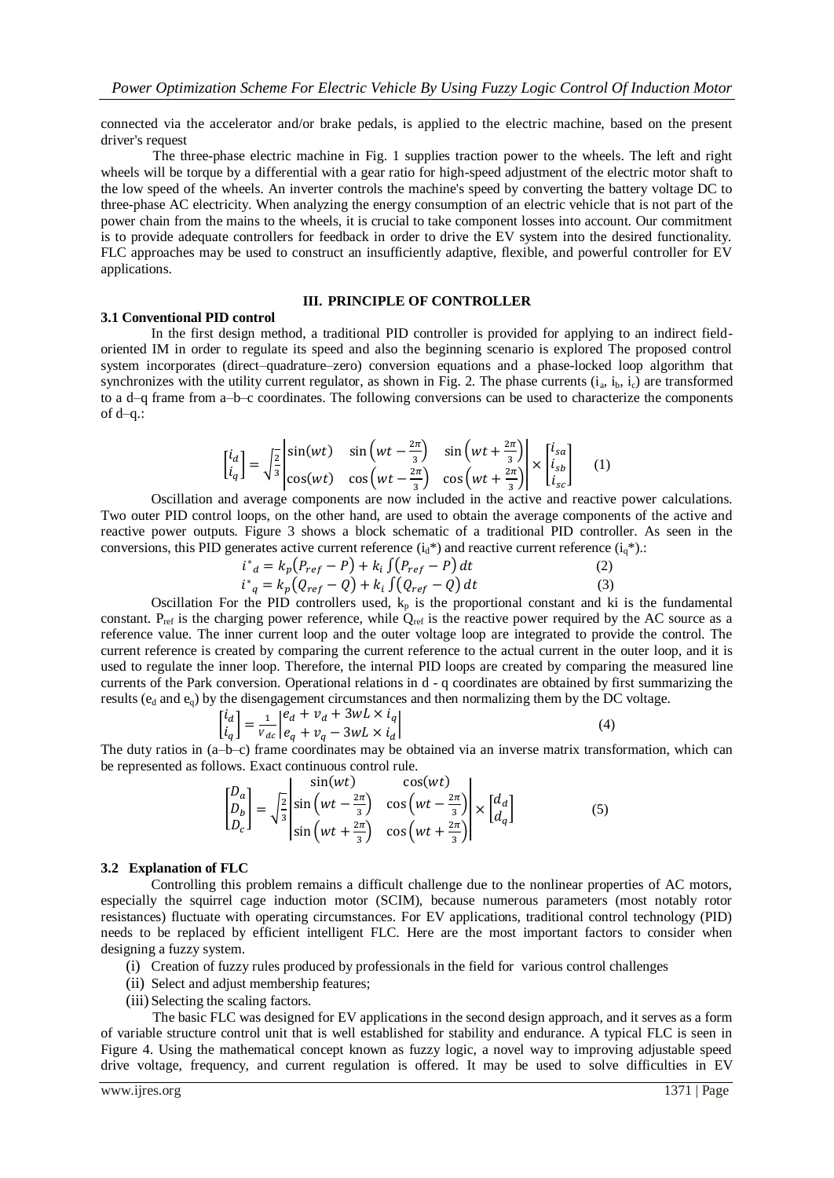connected via the accelerator and/or brake pedals, is applied to the electric machine, based on the present driver's request

The three-phase electric machine in Fig. 1 supplies traction power to the wheels. The left and right wheels will be torque by a differential with a gear ratio for high-speed adjustment of the electric motor shaft to the low speed of the wheels. An inverter controls the machine's speed by converting the battery voltage DC to three-phase AC electricity. When analyzing the energy consumption of an electric vehicle that is not part of the power chain from the mains to the wheels, it is crucial to take component losses into account. Our commitment is to provide adequate controllers for feedback in order to drive the EV system into the desired functionality. FLC approaches may be used to construct an insufficiently adaptive, flexible, and powerful controller for EV applications.

## III. PRINCIPLE OF CONTROLLER

### 3.1 Conventional PID control

In the first design method, a traditional PID controller is provided for applying to an indirect field-oriented IM in order to regulate its speed and also the beginning scenario is explored The proposed control system incorporates (direct–quadrature–zero) conversion equations and a phase-locked loop algorithm that synchronizes with the utility current regulator, as shown in Fig. 2. The phase currents ($i_a$, $i_b$, $i_c$) are transformed to a d–q frame from a–b–c coordinates. The following conversions can be used to characterize the components of d–q.:

$$\begin{bmatrix} i_d \\ i_q \end{bmatrix} = \sqrt{\frac{2}{3}} \begin{vmatrix} \sin(wt) & \sin\left(wt - \frac{2\pi}{3}\right) & \sin\left(wt + \frac{2\pi}{3}\right) \\ \cos(wt) & \cos\left(wt - \frac{2\pi}{3}\right) & \cos\left(wt + \frac{2\pi}{3}\right) \end{vmatrix} \times \begin{bmatrix} i_{sa} \\ i_{sb} \\ i_{sc} \end{bmatrix} \quad (1)$$

Oscillation and average components are now included in the active and reactive power calculations. Two outer PID control loops, on the other hand, are used to obtain the average components of the active and reactive power outputs. Figure 3 shows a block schematic of a traditional PID controller. As seen in the conversions, this PID generates active current reference ($i_d$*) and reactive current reference ($i_q$*).:

$$i^*_d = k_p\left(P_{ref} - P\right) + k_i \int\left(P_{ref} - P\right) dt \quad (2)$$

$$i^*_q = k_p\left(Q_{ref} - Q\right) + k_i \int\left(Q_{ref} - Q\right) dt \quad (3)$$

Oscillation For the PID controllers used, $k_p$ is the proportional constant and ki is the fundamental constant. $P_{ref}$ is the charging power reference, while $Q_{ref}$ is the reactive power required by the AC source as a reference value. The inner current loop and the outer voltage loop are integrated to provide the control. The current reference is created by comparing the current reference to the actual current in the outer loop, and it is used to regulate the inner loop. Therefore, the internal PID loops are created by comparing the measured line currents of the Park conversion. Operational relations in d - q coordinates are obtained by first summarizing the results ($e_d$ and $e_q$) by the disengagement circumstances and then normalizing them by the DC voltage.

$$\begin{bmatrix} i_d \\ i_q \end{bmatrix} = \frac{1}{V_{dc}} \begin{vmatrix} e_d + v_d + 3wL \times i_q \\ e_q + v_q - 3wL \times i_d \end{vmatrix} \quad (4)$$

The duty ratios in (a–b–c) frame coordinates may be obtained via an inverse matrix transformation, which can be represented as follows. Exact continuous control rule.

$$\begin{bmatrix} D_a \\ D_b \\ D_c \end{bmatrix} = \sqrt{\frac{2}{3}} \begin{vmatrix} \sin(wt) & \cos(wt) \\ \sin\left(wt - \frac{2\pi}{3}\right) & \cos\left(wt - \frac{2\pi}{3}\right) \\ \sin\left(wt + \frac{2\pi}{3}\right) & \cos\left(wt + \frac{2\pi}{3}\right) \end{vmatrix} \times \begin{bmatrix} d_d \\ d_q \end{bmatrix} \quad (5)$$

### 3.2 Explanation of FLC

Controlling this problem remains a difficult challenge due to the nonlinear properties of AC motors, especially the squirrel cage induction motor (SCIM), because numerous parameters (most notably rotor resistances) fluctuate with operating circumstances. For EV applications, traditional control technology (PID) needs to be replaced by efficient intelligent FLC. Here are the most important factors to consider when designing a fuzzy system.

(i) Creation of fuzzy rules produced by professionals in the field for various control challenges
(ii) Select and adjust membership features;
(iii) Selecting the scaling factors.

The basic FLC was designed for EV applications in the second design approach, and it serves as a form of variable structure control unit that is well established for stability and endurance. A typical FLC is seen in Figure 4. Using the mathematical concept known as fuzzy logic, a novel way to improving adjustable speed drive voltage, frequency, and current regulation is offered. It may be used to solve difficulties in EV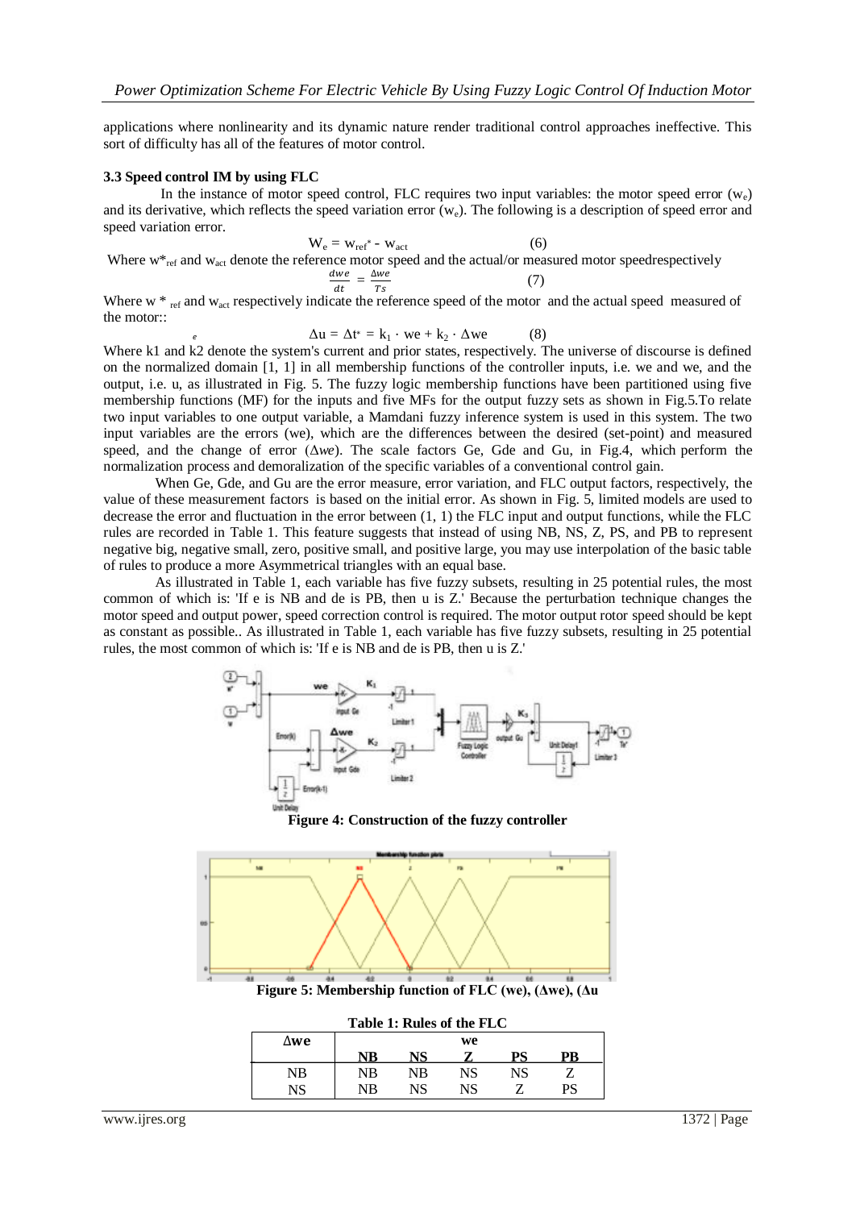applications where nonlinearity and its dynamic nature render traditional control approaches ineffective. This sort of difficulty has all of the features of motor control.

### 3.3 Speed control IM by using FLC

In the instance of motor speed control, FLC requires two input variables: the motor speed error ($w_e$) and its derivative, which reflects the speed variation error ($w_e$). The following is a description of speed error and speed variation error.

$$W_e = w_{ref}^* - w_{act} \quad (6)$$

Where $w^*_{ref}$ and $w_{act}$ denote the reference motor speed and the actual/or measured motor speedrespectively

$$\frac{dwe}{dt} = \frac{\Delta we}{Ts} \quad (7)$$

Where $w^*_{ref}$ and $w_{act}$ respectively indicate the reference speed of the motor and the actual speed measured of the motor::

$$\Delta u = \Delta t^{*}_{e} = k_1 \cdot we + k_2 \cdot \Delta we \quad (8)$$

Where k1 and k2 denote the system's current and prior states, respectively. The universe of discourse is defined on the normalized domain [1, 1] in all membership functions of the controller inputs, i.e. we and we, and the output, i.e. u, as illustrated in Fig. 5. The fuzzy logic membership functions have been partitioned using five membership functions (MF) for the inputs and five MFs for the output fuzzy sets as shown in Fig.5.To relate two input variables to one output variable, a Mamdani fuzzy inference system is used in this system. The two input variables are the errors (we), which are the differences between the desired (set-point) and measured speed, and the change of error (*Δwe*). The scale factors Ge, Gde and Gu, in Fig.4, which perform the normalization process and demoralization of the specific variables of a conventional control gain.

When Ge, Gde, and Gu are the error measure, error variation, and FLC output factors, respectively, the value of these measurement factors is based on the initial error. As shown in Fig. 5, limited models are used to decrease the error and fluctuation in the error between (1, 1) the FLC input and output functions, while the FLC rules are recorded in Table 1. This feature suggests that instead of using NB, NS, Z, PS, and PB to represent negative big, negative small, zero, positive small, and positive large, you may use interpolation of the basic table of rules to produce a more Asymmetrical triangles with an equal base.

As illustrated in Table 1, each variable has five fuzzy subsets, resulting in 25 potential rules, the most common of which is: 'If e is NB and de is PB, then u is Z.' Because the perturbation technique changes the motor speed and output power, speed correction control is required. The motor output rotor speed should be kept as constant as possible.. As illustrated in Table 1, each variable has five fuzzy subsets, resulting in 25 potential rules, the most common of which is: 'If e is NB and de is PB, then u is Z.'

**Figure 4: Construction of the fuzzy controller**

**Figure 5: Membership function of FLC (we), (Δwe), (Δu**

**Table 1: Rules of the FLC**

| Δwe | we | | | | |
|---|---|---|---|---|---|
| | **NB** | **NS** | **Z** | **PS** | **PB** |
| NB | NB | NB | NS | NS | Z |
| NS | NB | NS | NS | Z | PS |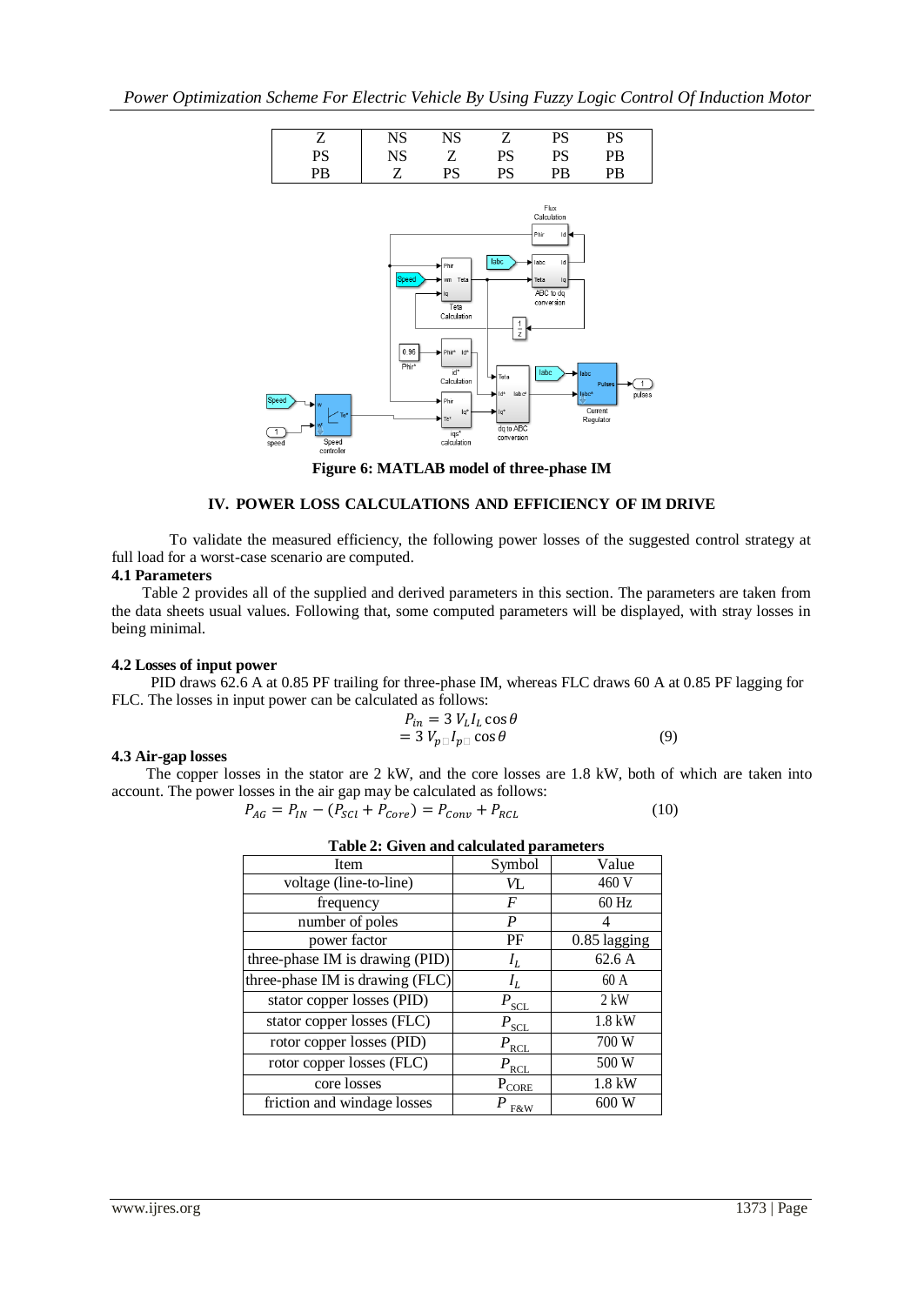| Z | NS | NS | Z | PS | PS |
|---|---|---|---|---|---|
| PS | NS | Z | PS | PS | PB |
| PB | Z | PS | PS | PB | PB |

**Figure 6: MATLAB model of three-phase IM**

## IV. POWER LOSS CALCULATIONS AND EFFICIENCY OF IM DRIVE

To validate the measured efficiency, the following power losses of the suggested control strategy at full load for a worst-case scenario are computed.

### 4.1 Parameters

Table 2 provides all of the supplied and derived parameters in this section. The parameters are taken from the data sheets usual values. Following that, some computed parameters will be displayed, with stray losses in being minimal.

### 4.2 Losses of input power

PID draws 62.6 A at 0.85 PF trailing for three-phase IM, whereas FLC draws 60 A at 0.85 PF lagging for FLC. The losses in input power can be calculated as follows:

$$P_{in} = 3\, V_L I_L \cos\theta$$
$$= 3\, V_{p} I_{p} \cos\theta \qquad (9)$$

### 4.3 Air-gap losses

The copper losses in the stator are 2 kW, and the core losses are 1.8 kW, both of which are taken into account. The power losses in the air gap may be calculated as follows:

$$P_{AG} = P_{IN} - (P_{SCl} + P_{Core}) = P_{Conv} + P_{RCL} \qquad (10)$$

**Table 2: Given and calculated parameters**

| Item | Symbol | Value |
|---|---|---|
| voltage (line-to-line) | $V_L$ | 460 V |
| frequency | $F$ | 60 Hz |
| number of poles | $P$ | 4 |
| power factor | PF | 0.85 lagging |
| three-phase IM is drawing (PID) | $I_L$ | 62.6 A |
| three-phase IM is drawing (FLC) | $I_L$ | 60 A |
| stator copper losses (PID) | $P_{SCL}$ | 2 kW |
| stator copper losses (FLC) | $P_{SCL}$ | 1.8 kW |
| rotor copper losses (PID) | $P_{RCL}$ | 700 W |
| rotor copper losses (FLC) | $P_{RCL}$ | 500 W |
| core losses | $P_{CORE}$ | 1.8 kW |
| friction and windage losses | $P_{F\&W}$ | 600 W |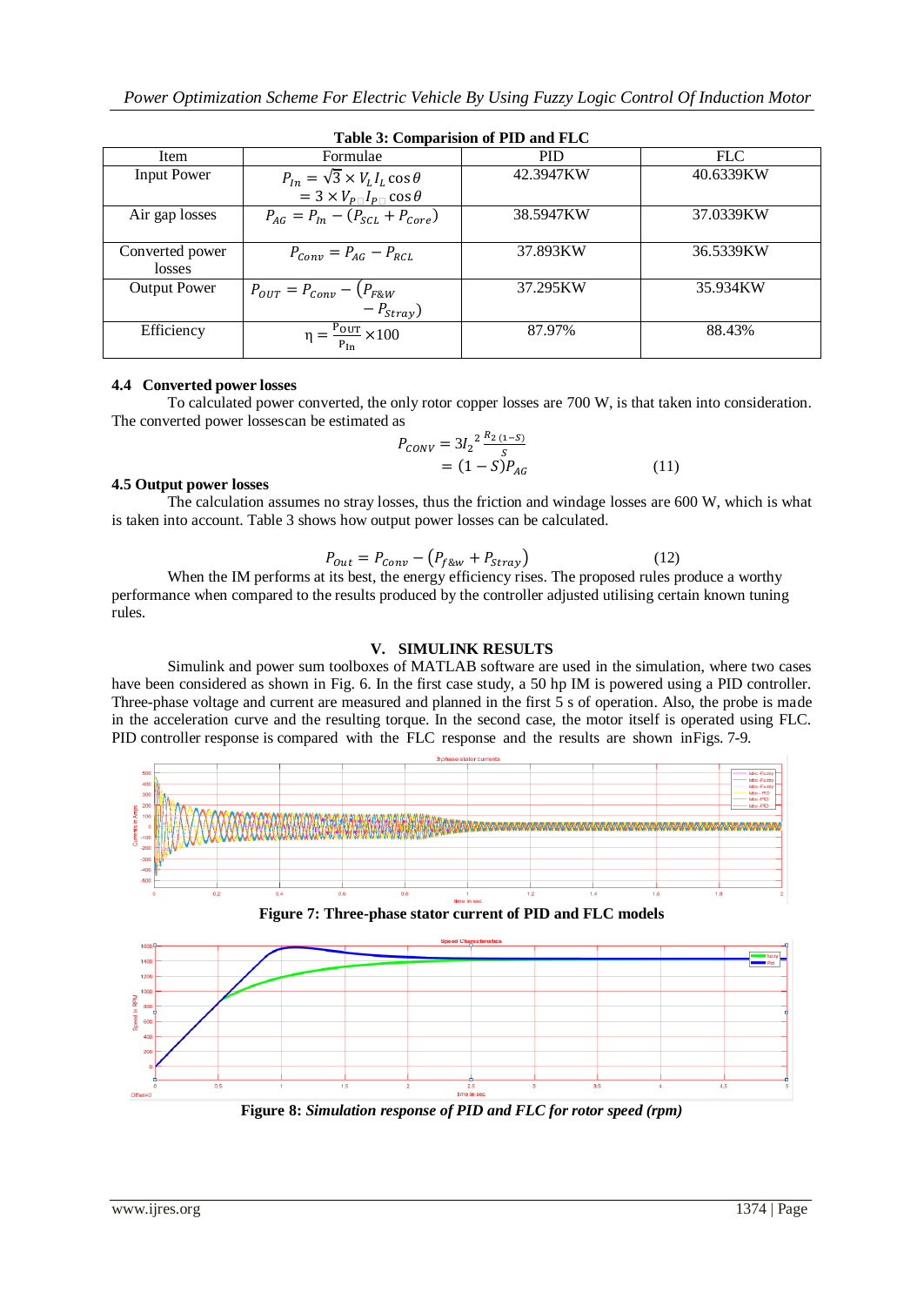**Table 3: Comparision of PID and FLC**

| Item | Formulae | PID | FLC |
|---|---|---|---|
| Input Power | $P_{In} = \sqrt{3} \times V_L I_L \cos\theta = 3 \times V_P I_P \cos\theta$ | 42.3947KW | 40.6339KW |
| Air gap losses | $P_{AG} = P_{In} - (P_{SCL} + P_{Core})$ | 38.5947KW | 37.0339KW |
| Converted power losses | $P_{Conv} = P_{AG} - P_{RCL}$ | 37.893KW | 36.5339KW |
| Output Power | $P_{OUT} = P_{Conv} - (P_{F\&W} - P_{Stray})$ | 37.295KW | 35.934KW |
| Efficiency | $\eta = \frac{P_{OUT}}{P_{In}} \times 100$ | 87.97% | 88.43% |

### 4.4 Converted power losses

To calculated power converted, the only rotor copper losses are 700 W, is that taken into consideration. The converted power lossescan be estimated as

$$P_{CONV} = 3I_2^{\,2} \frac{R_2\,(1-S)}{S} = (1-S)P_{AG} \qquad (11)$$

### 4.5 Output power losses

The calculation assumes no stray losses, thus the friction and windage losses are 600 W, which is what is taken into account. Table 3 shows how output power losses can be calculated.

$$P_{Out} = P_{Conv} - (P_{f\&w} + P_{Stray}) \qquad (12)$$

When the IM performs at its best, the energy efficiency rises. The proposed rules produce a worthy performance when compared to the results produced by the controller adjusted utilising certain known tuning rules.

## V. SIMULINK RESULTS

Simulink and power sum toolboxes of MATLAB software are used in the simulation, where two cases have been considered as shown in Fig. 6. In the first case study, a 50 hp IM is powered using a PID controller. Three-phase voltage and current are measured and planned in the first 5 s of operation. Also, the probe is made in the acceleration curve and the resulting torque. In the second case, the motor itself is operated using FLC. PID controller response is compared with the FLC response and the results are shown inFigs. 7-9.

**Figure 7: Three-phase stator current of PID and FLC models**

**Figure 8:** ***Simulation response of PID and FLC for rotor speed (rpm)***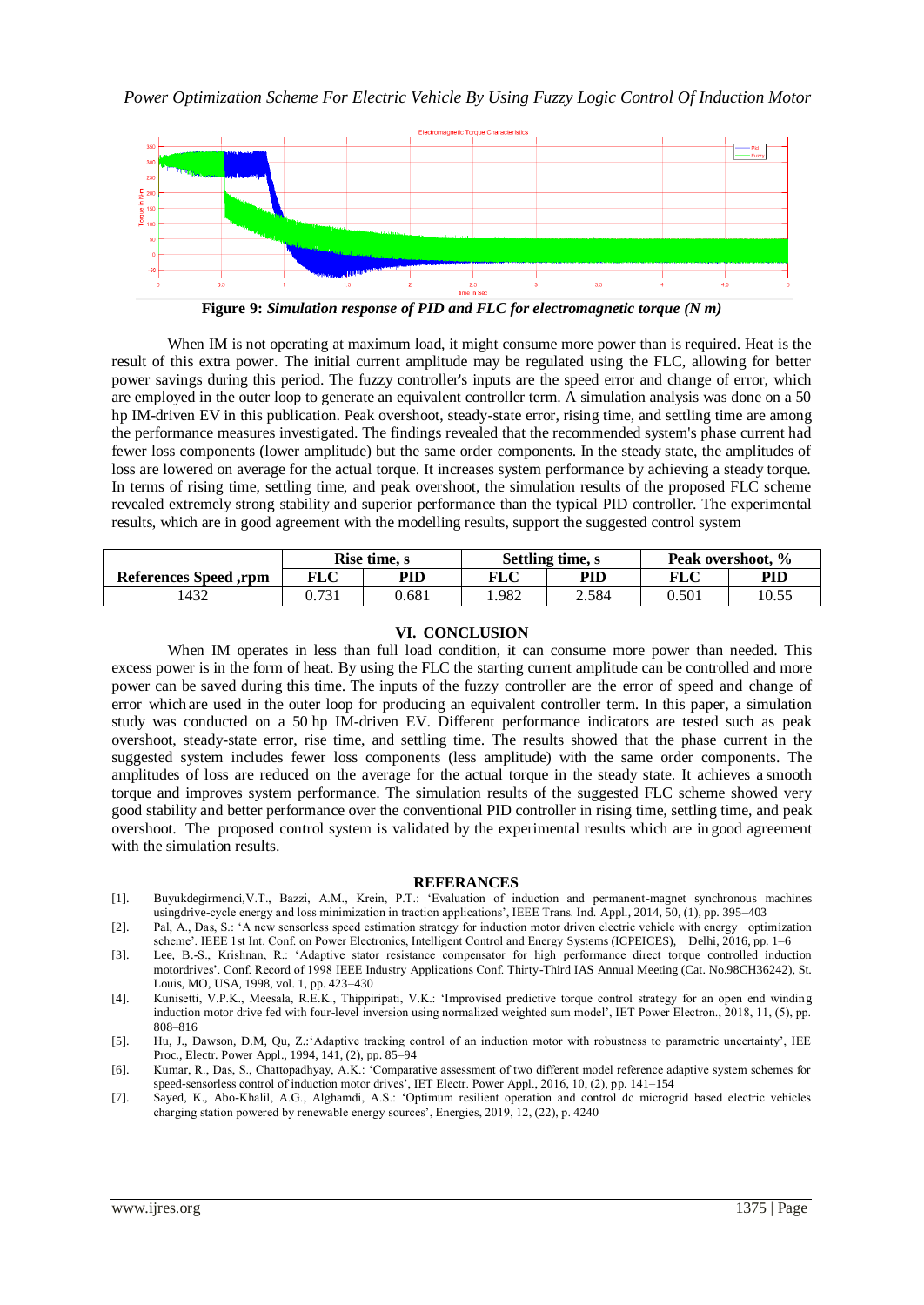Electromagnetic Torque Characteristics

Torque in N-m

350
300
250
200
150
100
50
0
-50

0 0.5 1 1.5 2 2.5 3 3.5 4 4.5 5

time in Sec

Pid
Fuzzy

**Figure 9:** ***Simulation response of PID and FLC for electromagnetic torque (N m)***

When IM is not operating at maximum load, it might consume more power than is required. Heat is the result of this extra power. The initial current amplitude may be regulated using the FLC, allowing for better power savings during this period. The fuzzy controller's inputs are the speed error and change of error, which are employed in the outer loop to generate an equivalent controller term. A simulation analysis was done on a 50 hp IM-driven EV in this publication. Peak overshoot, steady-state error, rising time, and settling time are among the performance measures investigated. The findings revealed that the recommended system's phase current had fewer loss components (lower amplitude) but the same order components. In the steady state, the amplitudes of loss are lowered on average for the actual torque. It increases system performance by achieving a steady torque. In terms of rising time, settling time, and peak overshoot, the simulation results of the proposed FLC scheme revealed extremely strong stability and superior performance than the typical PID controller. The experimental results, which are in good agreement with the modelling results, support the suggested control system

| References Speed ,rpm | Rise time, s | | Settling time, s | | Peak overshoot, % | |
|---|---|---|---|---|---|---|
| | FLC | PID | FLC | PID | FLC | PID |
| 1432 | 0.731 | 0.681 | 1.982 | 2.584 | 0.501 | 10.55 |

## VI. CONCLUSION

When IM operates in less than full load condition, it can consume more power than needed. This excess power is in the form of heat. By using the FLC the starting current amplitude can be controlled and more power can be saved during this time. The inputs of the fuzzy controller are the error of speed and change of error which are used in the outer loop for producing an equivalent controller term. In this paper, a simulation study was conducted on a 50 hp IM-driven EV. Different performance indicators are tested such as peak overshoot, steady-state error, rise time, and settling time. The results showed that the phase current in the suggested system includes fewer loss components (less amplitude) with the same order components. The amplitudes of loss are reduced on the average for the actual torque in the steady state. It achieves a smooth torque and improves system performance. The simulation results of the suggested FLC scheme showed very good stability and better performance over the conventional PID controller in rising time, settling time, and peak overshoot. The proposed control system is validated by the experimental results which are in good agreement with the simulation results.

## REFERANCES

[1]. Buyukdegirmenci,V.T., Bazzi, A.M., Krein, P.T.: 'Evaluation of induction and permanent-magnet synchronous machines usingdrive-cycle energy and loss minimization in traction applications', IEEE Trans. Ind. Appl., 2014, 50, (1), pp. 395–403

[2]. Pal, A., Das, S.: 'A new sensorless speed estimation strategy for induction motor driven electric vehicle with energy optimization scheme'. IEEE 1st Int. Conf. on Power Electronics, Intelligent Control and Energy Systems (ICPEICES), Delhi, 2016, pp. 1–6

[3]. Lee, B.-S., Krishnan, R.: 'Adaptive stator resistance compensator for high performance direct torque controlled induction motordrives'. Conf. Record of 1998 IEEE Industry Applications Conf. Thirty-Third IAS Annual Meeting (Cat. No.98CH36242), St. Louis, MO, USA, 1998, vol. 1, pp. 423–430

[4]. Kunisetti, V.P.K., Meesala, R.E.K., Thippiripati, V.K.: 'Improvised predictive torque control strategy for an open end winding induction motor drive fed with four-level inversion using normalized weighted sum model', IET Power Electron., 2018, 11, (5), pp. 808–816

[5]. Hu, J., Dawson, D.M, Qu, Z.:'Adaptive tracking control of an induction motor with robustness to parametric uncertainty', IEE Proc., Electr. Power Appl., 1994, 141, (2), pp. 85–94

[6]. Kumar, R., Das, S., Chattopadhyay, A.K.: 'Comparative assessment of two different model reference adaptive system schemes for speed-sensorless control of induction motor drives', IET Electr. Power Appl., 2016, 10, (2), pp. 141–154

[7]. Sayed, K., Abo-Khalil, A.G., Alghamdi, A.S.: 'Optimum resilient operation and control dc microgrid based electric vehicles charging station powered by renewable energy sources', Energies, 2019, 12, (22), p. 4240